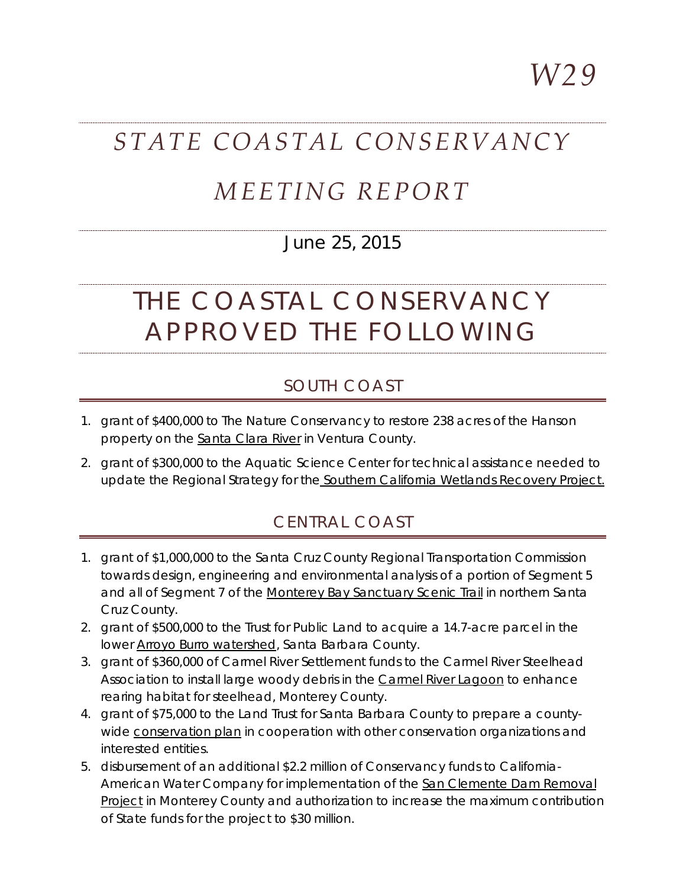*W29*

# *STATE COASTAL CONSERVANCY*

# *MEETING REPORT*

June 25, 2015

# THE COASTAL CONSERVANCY APPROVED THE FOLLOWING

## SOUTH COAST

1. grant of $400,000 to The Nature Conservancy to restore 238 acres of the Hanson property on the Santa Clara River in Ventura County.
2. grant of $300,000 to the Aquatic Science Center for technical assistance needed to update the Regional Strategy for the Southern California Wetlands Recovery Project.

## CENTRAL COAST

1. grant of $1,000,000 to the Santa Cruz County Regional Transportation Commission towards design, engineering and environmental analysis of a portion of Segment 5 and all of Segment 7 of the Monterey Bay Sanctuary Scenic Trail in northern Santa Cruz County.
2. grant of $500,000 to the Trust for Public Land to acquire a 14.7-acre parcel in the lower Arroyo Burro watershed, Santa Barbara County.
3. grant of $360,000 of Carmel River Settlement funds to the Carmel River Steelhead Association to install large woody debris in the Carmel River Lagoon to enhance rearing habitat for steelhead, Monterey County.
4. grant of $75,000 to the Land Trust for Santa Barbara County to prepare a county-wide conservation plan in cooperation with other conservation organizations and interested entities.
5. disbursement of an additional $2.2 million of Conservancy funds to California-American Water Company for implementation of the San Clemente Dam Removal Project in Monterey County and authorization to increase the maximum contribution of State funds for the project to $30 million.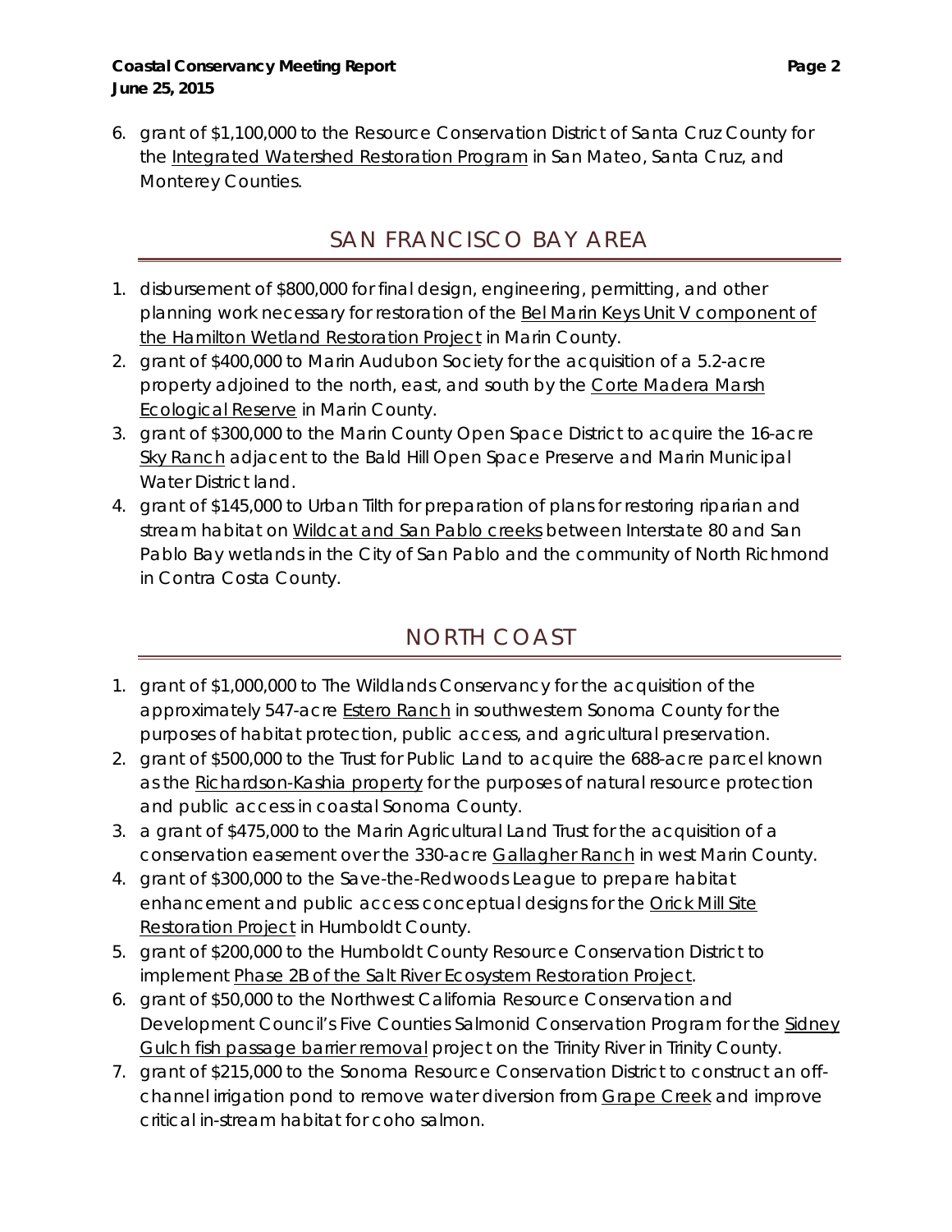6. grant of $1,100,000 to the Resource Conservation District of Santa Cruz County for the Integrated Watershed Restoration Program in San Mateo, Santa Cruz, and Monterey Counties.

## SAN FRANCISCO BAY AREA

1. disbursement of $800,000 for final design, engineering, permitting, and other planning work necessary for restoration of the Bel Marin Keys Unit V component of the Hamilton Wetland Restoration Project in Marin County.
2. grant of $400,000 to Marin Audubon Society for the acquisition of a 5.2-acre property adjoined to the north, east, and south by the Corte Madera Marsh Ecological Reserve in Marin County.
3. grant of $300,000 to the Marin County Open Space District to acquire the 16-acre Sky Ranch adjacent to the Bald Hill Open Space Preserve and Marin Municipal Water District land.
4. grant of $145,000 to Urban Tilth for preparation of plans for restoring riparian and stream habitat on Wildcat and San Pablo creeks between Interstate 80 and San Pablo Bay wetlands in the City of San Pablo and the community of North Richmond in Contra Costa County.

## NORTH COAST

1. grant of $1,000,000 to The Wildlands Conservancy for the acquisition of the approximately 547-acre Estero Ranch in southwestern Sonoma County for the purposes of habitat protection, public access, and agricultural preservation.
2. grant of $500,000 to the Trust for Public Land to acquire the 688-acre parcel known as the Richardson-Kashia property for the purposes of natural resource protection and public access in coastal Sonoma County.
3. a grant of $475,000 to the Marin Agricultural Land Trust for the acquisition of a conservation easement over the 330-acre Gallagher Ranch in west Marin County.
4. grant of $300,000 to the Save-the-Redwoods League to prepare habitat enhancement and public access conceptual designs for the Orick Mill Site Restoration Project in Humboldt County.
5. grant of $200,000 to the Humboldt County Resource Conservation District to implement Phase 2B of the Salt River Ecosystem Restoration Project.
6. grant of $50,000 to the Northwest California Resource Conservation and Development Council's Five Counties Salmonid Conservation Program for the Sidney Gulch fish passage barrier removal project on the Trinity River in Trinity County.
7. grant of $215,000 to the Sonoma Resource Conservation District to construct an off-channel irrigation pond to remove water diversion from Grape Creek and improve critical in-stream habitat for coho salmon.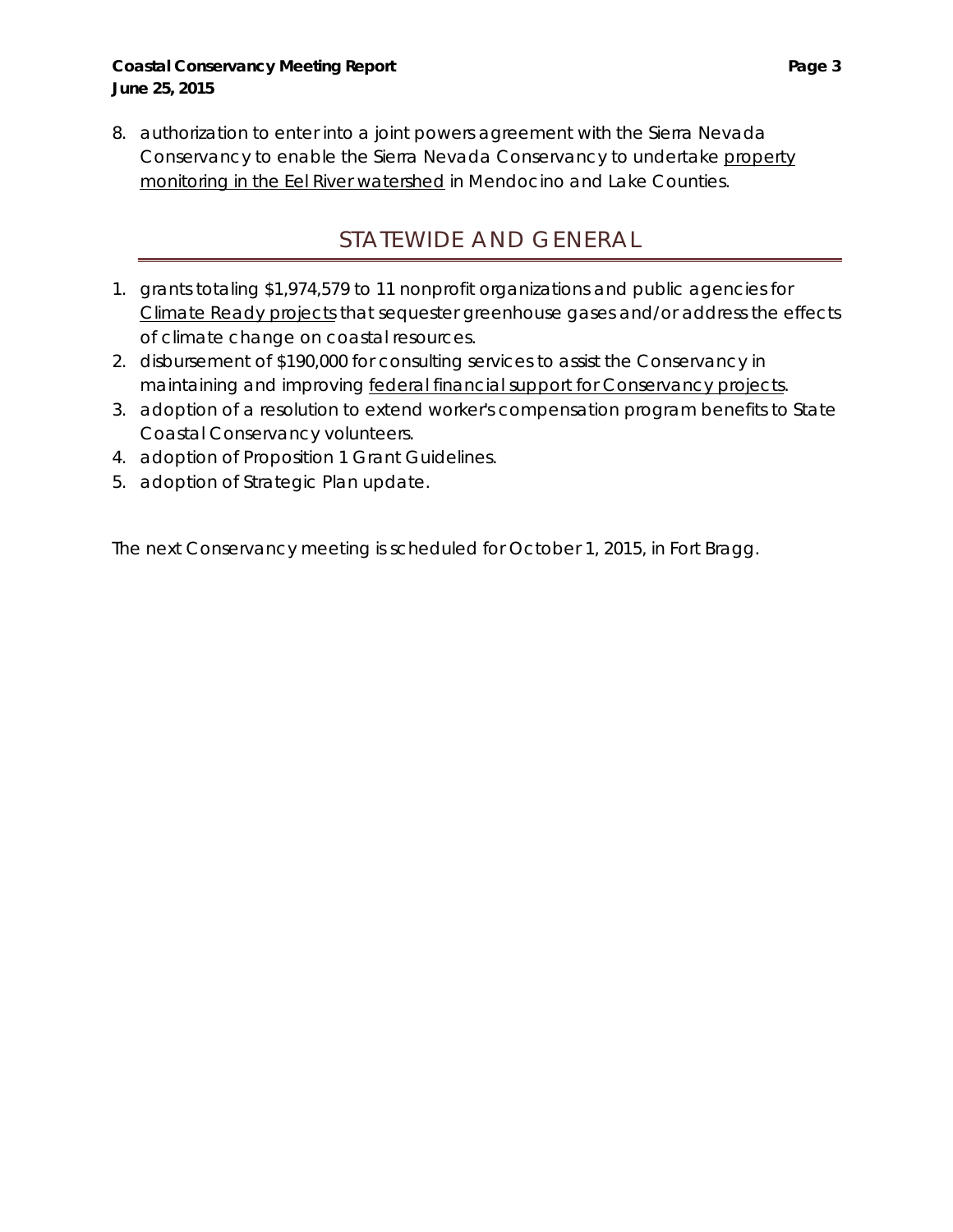8. authorization to enter into a joint powers agreement with the Sierra Nevada Conservancy to enable the Sierra Nevada Conservancy to undertake property monitoring in the Eel River watershed in Mendocino and Lake Counties.

## STATEWIDE AND GENERAL

1. grants totaling $1,974,579 to 11 nonprofit organizations and public agencies for Climate Ready projects that sequester greenhouse gases and/or address the effects of climate change on coastal resources.
2. disbursement of $190,000 for consulting services to assist the Conservancy in maintaining and improving federal financial support for Conservancy projects.
3. adoption of a resolution to extend worker's compensation program benefits to State Coastal Conservancy volunteers.
4. adoption of Proposition 1 Grant Guidelines.
5. adoption of Strategic Plan update.

The next Conservancy meeting is scheduled for October 1, 2015, in Fort Bragg.